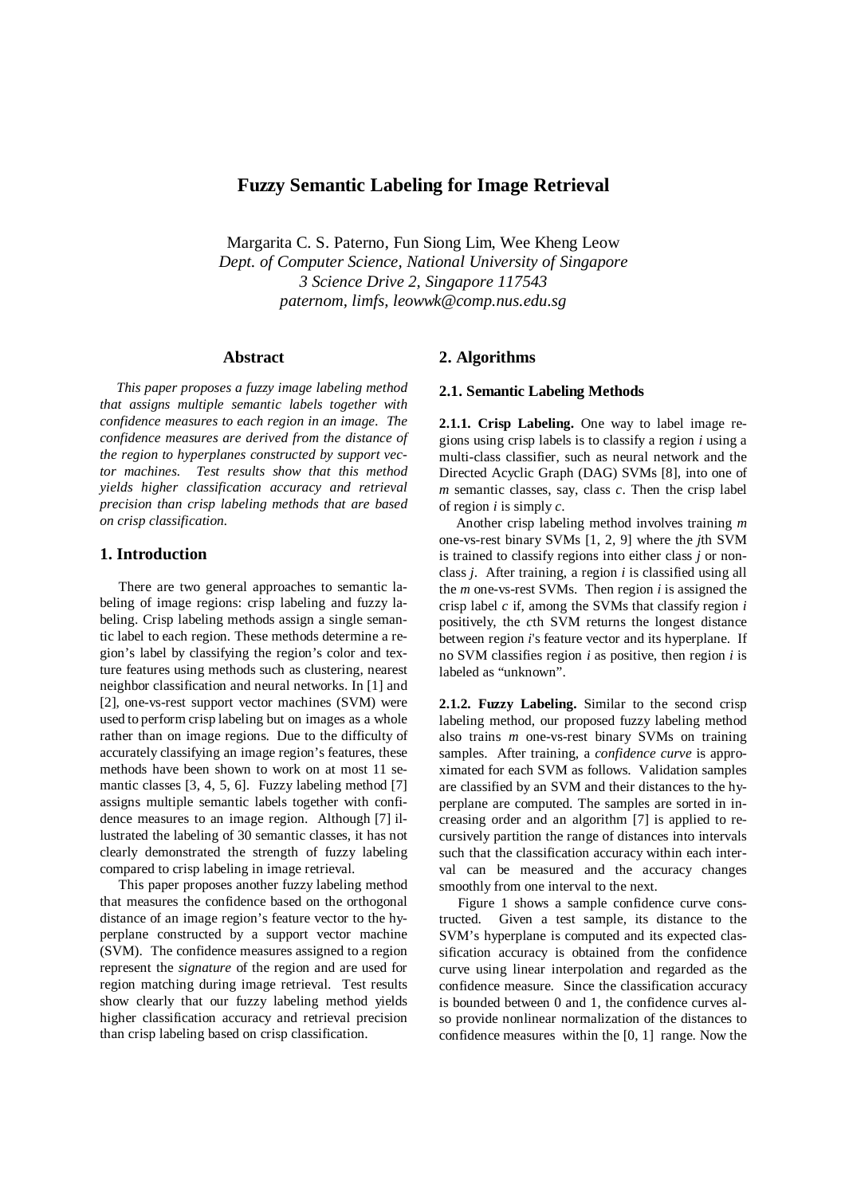# Fuzzy Semantic Labeling for Image Retrieval

Margarita C. S. Paterno, Fun Siong Lim, Wee Kheng Leow
*Dept. of Computer Science, National University of Singapore*
*3 Science Drive 2, Singapore 117543*
*paternom, limfs, leowwk@comp.nus.edu.sg*

## Abstract

*This paper proposes a fuzzy image labeling method that assigns multiple semantic labels together with confidence measures to each region in an image. The confidence measures are derived from the distance of the region to hyperplanes constructed by support vector machines. Test results show that this method yields higher classification accuracy and retrieval precision than crisp labeling methods that are based on crisp classification.*

## 1. Introduction

There are two general approaches to semantic labeling of image regions: crisp labeling and fuzzy labeling. Crisp labeling methods assign a single semantic label to each region. These methods determine a region's label by classifying the region's color and texture features using methods such as clustering, nearest neighbor classification and neural networks. In [1] and [2], one-vs-rest support vector machines (SVM) were used to perform crisp labeling but on images as a whole rather than on image regions. Due to the difficulty of accurately classifying an image region's features, these methods have been shown to work on at most 11 semantic classes [3, 4, 5, 6]. Fuzzy labeling method [7] assigns multiple semantic labels together with confidence measures to an image region. Although [7] illustrated the labeling of 30 semantic classes, it has not clearly demonstrated the strength of fuzzy labeling compared to crisp labeling in image retrieval.

This paper proposes another fuzzy labeling method that measures the confidence based on the orthogonal distance of an image region's feature vector to the hyperplane constructed by a support vector machine (SVM). The confidence measures assigned to a region represent the *signature* of the region and are used for region matching during image retrieval. Test results show clearly that our fuzzy labeling method yields higher classification accuracy and retrieval precision than crisp labeling based on crisp classification.

## 2. Algorithms

### 2.1. Semantic Labeling Methods

**2.1.1. Crisp Labeling.** One way to label image regions using crisp labels is to classify a region $i$ using a multi-class classifier, such as neural network and the Directed Acyclic Graph (DAG) SVMs [8], into one of $m$ semantic classes, say, class $c$. Then the crisp label of region $i$ is simply $c$.

Another crisp labeling method involves training $m$ one-vs-rest binary SVMs [1, 2, 9] where the $j$th SVM is trained to classify regions into either class $j$ or non-class $j$. After training, a region $i$ is classified using all the $m$ one-vs-rest SVMs. Then region $i$ is assigned the crisp label $c$ if, among the SVMs that classify region $i$ positively, the $c$th SVM returns the longest distance between region $i$'s feature vector and its hyperplane. If no SVM classifies region $i$ as positive, then region $i$ is labeled as "unknown".

**2.1.2. Fuzzy Labeling.** Similar to the second crisp labeling method, our proposed fuzzy labeling method also trains $m$ one-vs-rest binary SVMs on training samples. After training, a *confidence curve* is approximated for each SVM as follows. Validation samples are classified by an SVM and their distances to the hyperplane are computed. The samples are sorted in increasing order and an algorithm [7] is applied to recursively partition the range of distances into intervals such that the classification accuracy within each interval can be measured and the accuracy changes smoothly from one interval to the next.

Figure 1 shows a sample confidence curve constructed. Given a test sample, its distance to the SVM's hyperplane is computed and its expected classification accuracy is obtained from the confidence curve using linear interpolation and regarded as the confidence measure. Since the classification accuracy is bounded between 0 and 1, the confidence curves also provide nonlinear normalization of the distances to confidence measures within the [0, 1] range. Now the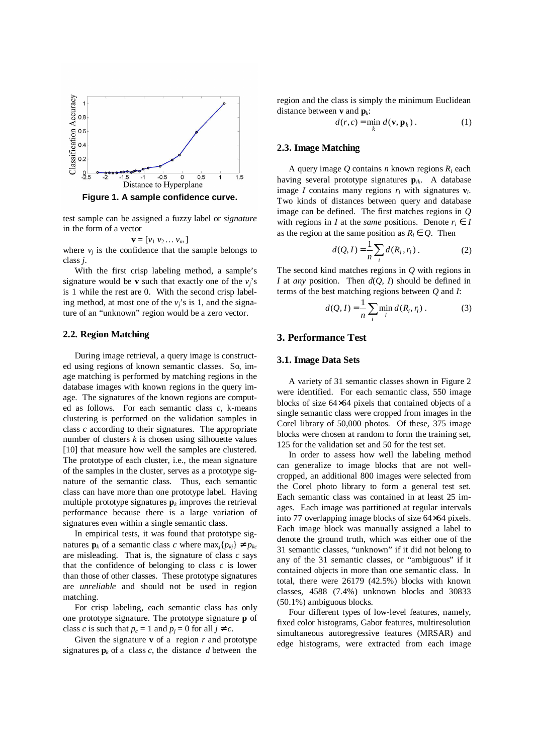**Figure 1. A sample confidence curve.**

test sample can be assigned a fuzzy label or *signature* in the form of a vector

$$\mathbf{v} = [v_1\ v_2 \ldots v_m]$$

where $v_j$ is the confidence that the sample belongs to class $j$.

With the first crisp labeling method, a sample's signature would be $\mathbf{v}$ such that exactly one of the $v_j$'s is 1 while the rest are 0. With the second crisp labeling method, at most one of the $v_j$'s is 1, and the signature of an "unknown" region would be a zero vector.

### 2.2. Region Matching

During image retrieval, a query image is constructed using regions of known semantic classes. So, image matching is performed by matching regions in the database images with known regions in the query image. The signatures of the known regions are computed as follows. For each semantic class $c$, k-means clustering is performed on the validation samples in class $c$ according to their signatures. The appropriate number of clusters $k$ is chosen using silhouette values [10] that measure how well the samples are clustered. The prototype of each cluster, i.e., the mean signature of the samples in the cluster, serves as a prototype signature of the semantic class. Thus, each semantic class can have more than one prototype label. Having multiple prototype signatures $\mathbf{p}_k$ improves the retrieval performance because there is a large variation of signatures even within a single semantic class.

In empirical tests, it was found that prototype signatures $\mathbf{p}_k$ of a semantic class $c$ where $\max_j\{p_{kj}\} \neq p_{kc}$ are misleading. That is, the signature of class $c$ says that the confidence of belonging to class $c$ is lower than those of other classes. These prototype signatures are *unreliable* and should not be used in region matching.

For crisp labeling, each semantic class has only one prototype signature. The prototype signature $\mathbf{p}$ of class $c$ is such that $p_c = 1$ and $p_j = 0$ for all $j \neq c$.

Given the signature $\mathbf{v}$ of a region $r$ and prototype signatures $\mathbf{p}_k$ of a class $c$, the distance $d$ between the region and the class is simply the minimum Euclidean distance between $\mathbf{v}$ and $\mathbf{p}_k$:

$$d(r, c) = \min_k d(\mathbf{v}, \mathbf{p}_k)\,. \qquad (1)$$

### 2.3. Image Matching

A query image $Q$ contains $n$ known regions $R_i$ each having several prototype signatures $\mathbf{p}_{ik}$. A database image $I$ contains many regions $r_l$ with signatures $\mathbf{v}_l$. Two kinds of distances between query and database image can be defined. The first matches regions in $Q$ with regions in $I$ at the *same* positions. Denote $r_i \in I$ as the region at the same position as $R_i \in Q$. Then

$$d(Q, I) = \frac{1}{n} \sum_i d(R_i, r_i)\,. \qquad (2)$$

The second kind matches regions in $Q$ with regions in $I$ at *any* position. Then $d(Q, I)$ should be defined in terms of the best matching regions between $Q$ and $I$:

$$d(Q, I) = \frac{1}{n} \sum_i \min_l d(R_i, r_l)\,. \qquad (3)$$

## 3. Performance Test

### 3.1. Image Data Sets

A variety of 31 semantic classes shown in Figure 2 were identified. For each semantic class, 550 image blocks of size 64×64 pixels that contained objects of a single semantic class were cropped from images in the Corel library of 50,000 photos. Of these, 375 image blocks were chosen at random to form the training set, 125 for the validation set and 50 for the test set.

In order to assess how well the labeling method can generalize to image blocks that are not well-cropped, an additional 800 images were selected from the Corel photo library to form a general test set. Each semantic class was contained in at least 25 images. Each image was partitioned at regular intervals into 77 overlapping image blocks of size 64×64 pixels. Each image block was manually assigned a label to denote the ground truth, which was either one of the 31 semantic classes, "unknown" if it did not belong to any of the 31 semantic classes, or "ambiguous" if it contained objects in more than one semantic class. In total, there were 26179 (42.5%) blocks with known classes, 4588 (7.4%) unknown blocks and 30833 (50.1%) ambiguous blocks.

Four different types of low-level features, namely, fixed color histograms, Gabor features, multiresolution simultaneous autoregressive features (MRSAR) and edge histograms, were extracted from each image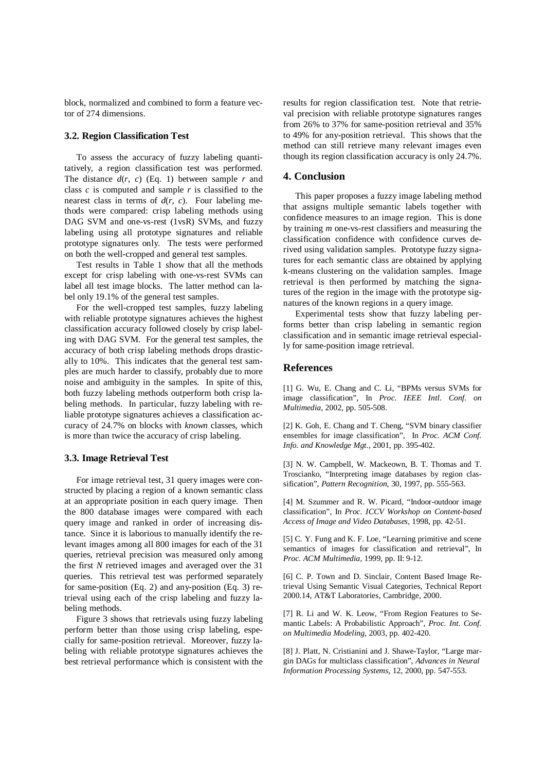block, normalized and combined to form a feature vector of 274 dimensions.

### 3.2. Region Classification Test

To assess the accuracy of fuzzy labeling quantitatively, a region classification test was performed. The distance $d(r, c)$ (Eq. 1) between sample $r$ and class $c$ is computed and sample $r$ is classified to the nearest class in terms of $d(r, c)$. Four labeling methods were compared: crisp labeling methods using DAG SVM and one-vs-rest (1vsR) SVMs, and fuzzy labeling using all prototype signatures and reliable prototype signatures only. The tests were performed on both the well-cropped and general test samples.

Test results in Table 1 show that all the methods except for crisp labeling with one-vs-rest SVMs can label all test image blocks. The latter method can label only 19.1% of the general test samples.

For the well-cropped test samples, fuzzy labeling with reliable prototype signatures achieves the highest classification accuracy followed closely by crisp labeling with DAG SVM. For the general test samples, the accuracy of both crisp labeling methods drops drastically to 10%. This indicates that the general test samples are much harder to classify, probably due to more noise and ambiguity in the samples. In spite of this, both fuzzy labeling methods outperform both crisp labeling methods. In particular, fuzzy labeling with reliable prototype signatures achieves a classification accuracy of 24.7% on blocks with *known* classes, which is more than twice the accuracy of crisp labeling.

### 3.3. Image Retrieval Test

For image retrieval test, 31 query images were constructed by placing a region of a known semantic class at an appropriate position in each query image. Then the 800 database images were compared with each query image and ranked in order of increasing distance. Since it is laborious to manually identify the relevant images among all 800 images for each of the 31 queries, retrieval precision was measured only among the first $N$ retrieved images and averaged over the 31 queries. This retrieval test was performed separately for same-position (Eq. 2) and any-position (Eq. 3) retrieval using each of the crisp labeling and fuzzy labeling methods.

Figure 3 shows that retrievals using fuzzy labeling perform better than those using crisp labeling, especially for same-position retrieval. Moreover, fuzzy labeling with reliable prototype signatures achieves the best retrieval performance which is consistent with the results for region classification test. Note that retrieval precision with reliable prototype signatures ranges from 26% to 37% for same-position retrieval and 35% to 49% for any-position retrieval. This shows that the method can still retrieve many relevant images even though its region classification accuracy is only 24.7%.

## 4. Conclusion

This paper proposes a fuzzy image labeling method that assigns multiple semantic labels together with confidence measures to an image region. This is done by training $m$ one-vs-rest classifiers and measuring the classification confidence with confidence curves derived using validation samples. Prototype fuzzy signatures for each semantic class are obtained by applying k-means clustering on the validation samples. Image retrieval is then performed by matching the signatures of the region in the image with the prototype signatures of the known regions in a query image.

Experimental tests show that fuzzy labeling performs better than crisp labeling in semantic region classification and in semantic image retrieval especially for same-position image retrieval.

## References

[1] G. Wu, E. Chang and C. Li, "BPMs versus SVMs for image classification", In *Proc. IEEE Intl. Conf. on Multimedia*, 2002, pp. 505-508.

[2] K. Goh, E. Chang and T. Cheng, "SVM binary classifier ensembles for image classification", In *Proc. ACM Conf. Info. and Knowledge Mgt.*, 2001, pp. 395-402.

[3] N. W. Campbell, W. Mackeown, B. T. Thomas and T. Troscianko, "Interpreting image databases by region classification", *Pattern Recognition*, 30, 1997, pp. 555-563.

[4] M. Szummer and R. W. Picard, "Indoor-outdoor image classification", In *Proc. ICCV Workshop on Content-based Access of Image and Video Databases*, 1998, pp. 42-51.

[5] C. Y. Fung and K. F. Loe, "Learning primitive and scene semantics of images for classification and retrieval", In *Proc. ACM Multimedia*, 1999, pp. II: 9-12.

[6] C. P. Town and D. Sinclair, Content Based Image Retrieval Using Semantic Visual Categories, Technical Report 2000.14, AT&T Laboratories, Cambridge, 2000.

[7] R. Li and W. K. Leow, "From Region Features to Semantic Labels: A Probabilistic Approach", *Proc. Int. Conf. on Multimedia Modeling*, 2003, pp. 402-420.

[8] J. Platt, N. Cristianini and J. Shawe-Taylor, "Large margin DAGs for multiclass classification", *Advances in Neural Information Processing Systems*, 12, 2000, pp. 547-553.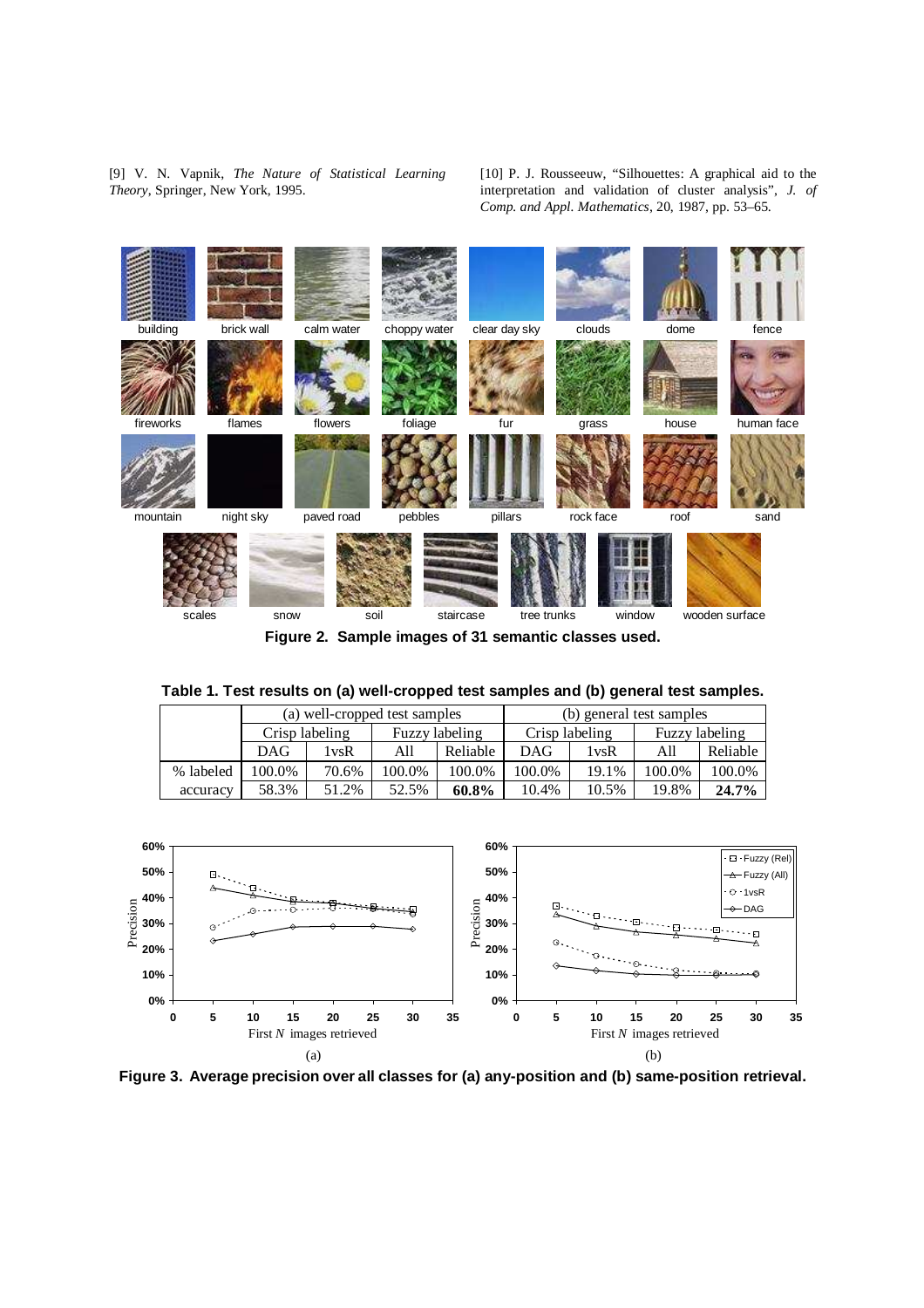[9] V. N. Vapnik, *The Nature of Statistical Learning Theory*, Springer, New York, 1995.

[10] P. J. Rousseeuw, "Silhouettes: A graphical aid to the interpretation and validation of cluster analysis", *J. of Comp. and Appl. Mathematics*, 20, 1987, pp. 53–65.

building brick wall calm water choppy water clear day sky clouds dome fence

fireworks flames flowers foliage fur grass house human face

mountain night sky paved road pebbles pillars rock face roof sand

scales snow soil staircase tree trunks window wooden surface

**Figure 2. Sample images of 31 semantic classes used.**

**Table 1. Test results on (a) well-cropped test samples and (b) general test samples.**

| | (a) well-cropped test samples | | | | (b) general test samples | | | |
|---|---|---|---|---|---|---|---|---|
| | Crisp labeling | | Fuzzy labeling | | Crisp labeling | | Fuzzy labeling | |
| | DAG | 1vsR | All | Reliable | DAG | 1vsR | All | Reliable |
| % labeled | 100.0% | 70.6% | 100.0% | 100.0% | 100.0% | 19.1% | 100.0% | 100.0% |
| accuracy | 58.3% | 51.2% | 52.5% | **60.8%** | 10.4% | 10.5% | 19.8% | **24.7%** |

Precision

60%
50%
40%
30%
20%
10%
0%

0 5 10 15 20 25 30 35

First $N$ images retrieved

(a)

Fuzzy (Rel)
Fuzzy (All)
1vsR
DAG

(b)

**Figure 3. Average precision over all classes for (a) any-position and (b) same-position retrieval.**